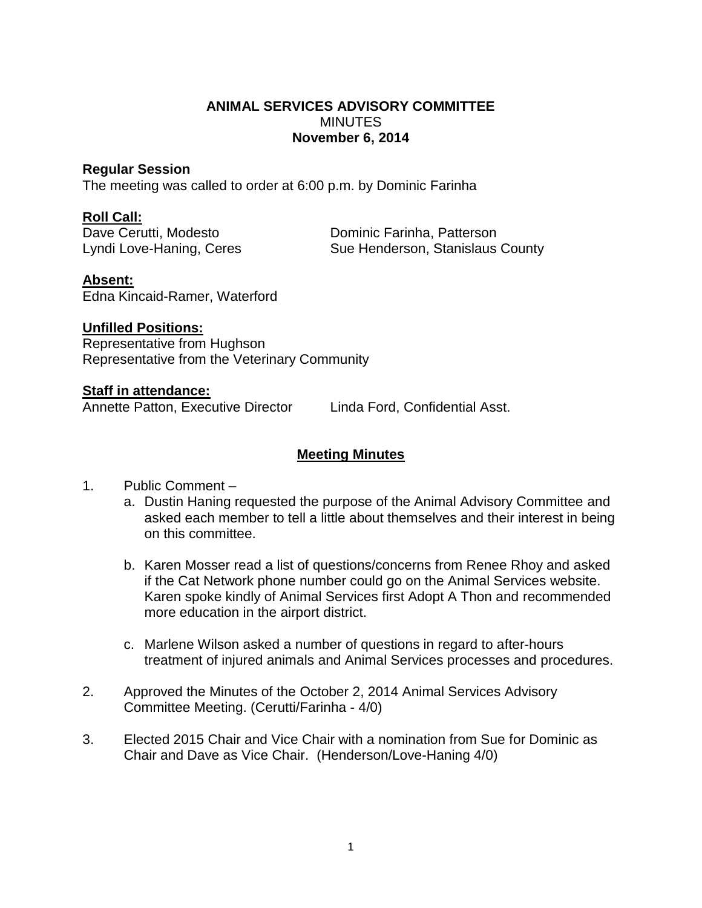# ANIMAL SERVICES ADVISORY COMMITTEE

MINUTES

**November 6, 2014**

**Regular Session**

The meeting was called to order at 6:00 p.m. by Dominic Farinha

**Roll Call:**

Dave Cerutti, Modesto
Dominic Farinha, Patterson
Lyndi Love-Haning, Ceres
Sue Henderson, Stanislaus County

**Absent:**

Edna Kincaid-Ramer, Waterford

**Unfilled Positions:**

Representative from Hughson
Representative from the Veterinary Community

**Staff in attendance:**

Annette Patton, Executive Director
Linda Ford, Confidential Asst.

## Meeting Minutes

1. Public Comment –
   a. Dustin Haning requested the purpose of the Animal Advisory Committee and asked each member to tell a little about themselves and their interest in being on this committee.

   b. Karen Mosser read a list of questions/concerns from Renee Rhoy and asked if the Cat Network phone number could go on the Animal Services website. Karen spoke kindly of Animal Services first Adopt A Thon and recommended more education in the airport district.

   c. Marlene Wilson asked a number of questions in regard to after-hours treatment of injured animals and Animal Services processes and procedures.

2. Approved the Minutes of the October 2, 2014 Animal Services Advisory Committee Meeting. (Cerutti/Farinha - 4/0)

3. Elected 2015 Chair and Vice Chair with a nomination from Sue for Dominic as Chair and Dave as Vice Chair. (Henderson/Love-Haning 4/0)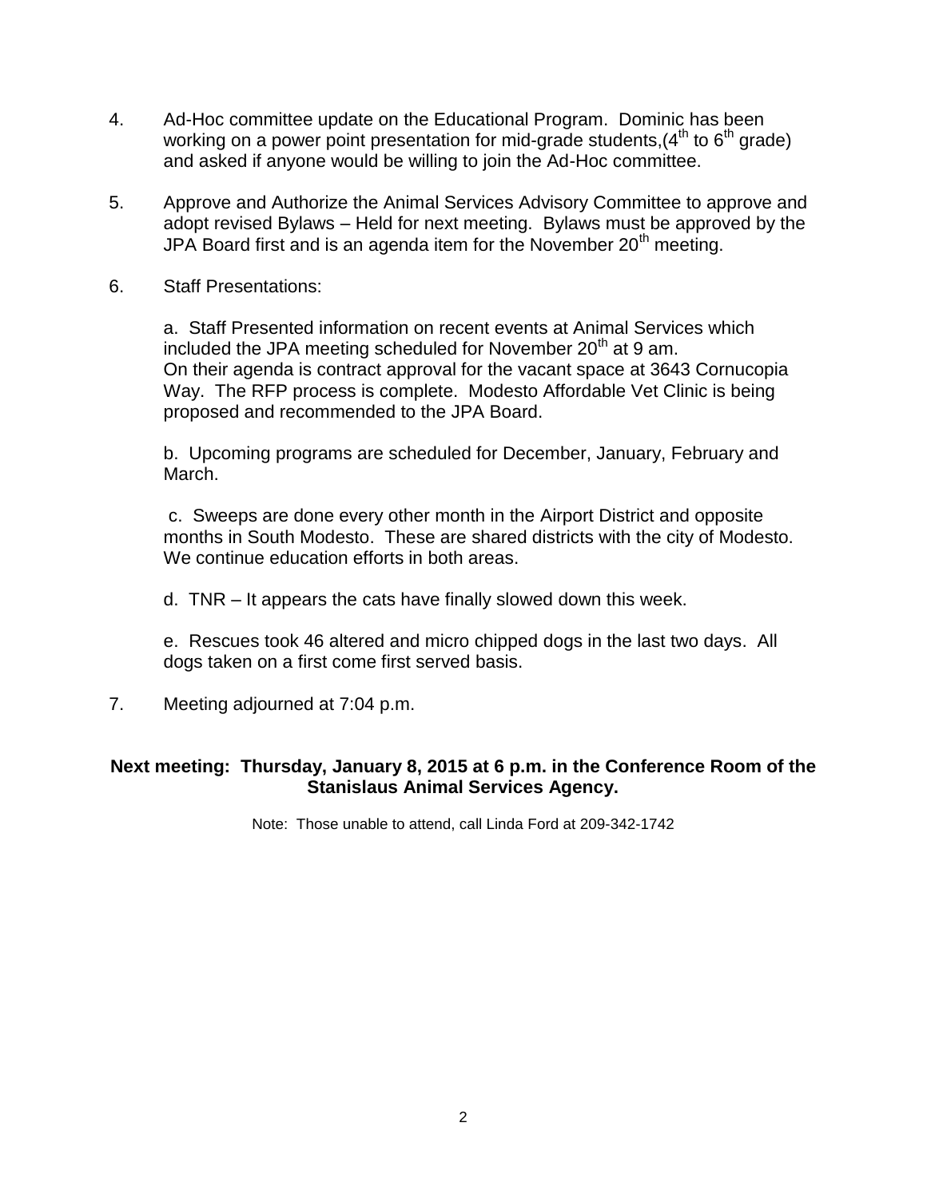4. Ad-Hoc committee update on the Educational Program. Dominic has been working on a power point presentation for mid-grade students,(4th to 6th grade) and asked if anyone would be willing to join the Ad-Hoc committee.

5. Approve and Authorize the Animal Services Advisory Committee to approve and adopt revised Bylaws – Held for next meeting. Bylaws must be approved by the JPA Board first and is an agenda item for the November 20th meeting.

6. Staff Presentations:

   a. Staff Presented information on recent events at Animal Services which included the JPA meeting scheduled for November 20th at 9 am. On their agenda is contract approval for the vacant space at 3643 Cornucopia Way. The RFP process is complete. Modesto Affordable Vet Clinic is being proposed and recommended to the JPA Board.

   b. Upcoming programs are scheduled for December, January, February and March.

   c. Sweeps are done every other month in the Airport District and opposite months in South Modesto. These are shared districts with the city of Modesto. We continue education efforts in both areas.

   d. TNR – It appears the cats have finally slowed down this week.

   e. Rescues took 46 altered and micro chipped dogs in the last two days. All dogs taken on a first come first served basis.

7. Meeting adjourned at 7:04 p.m.

**Next meeting: Thursday, January 8, 2015 at 6 p.m. in the Conference Room of the Stanislaus Animal Services Agency.**

Note: Those unable to attend, call Linda Ford at 209-342-1742